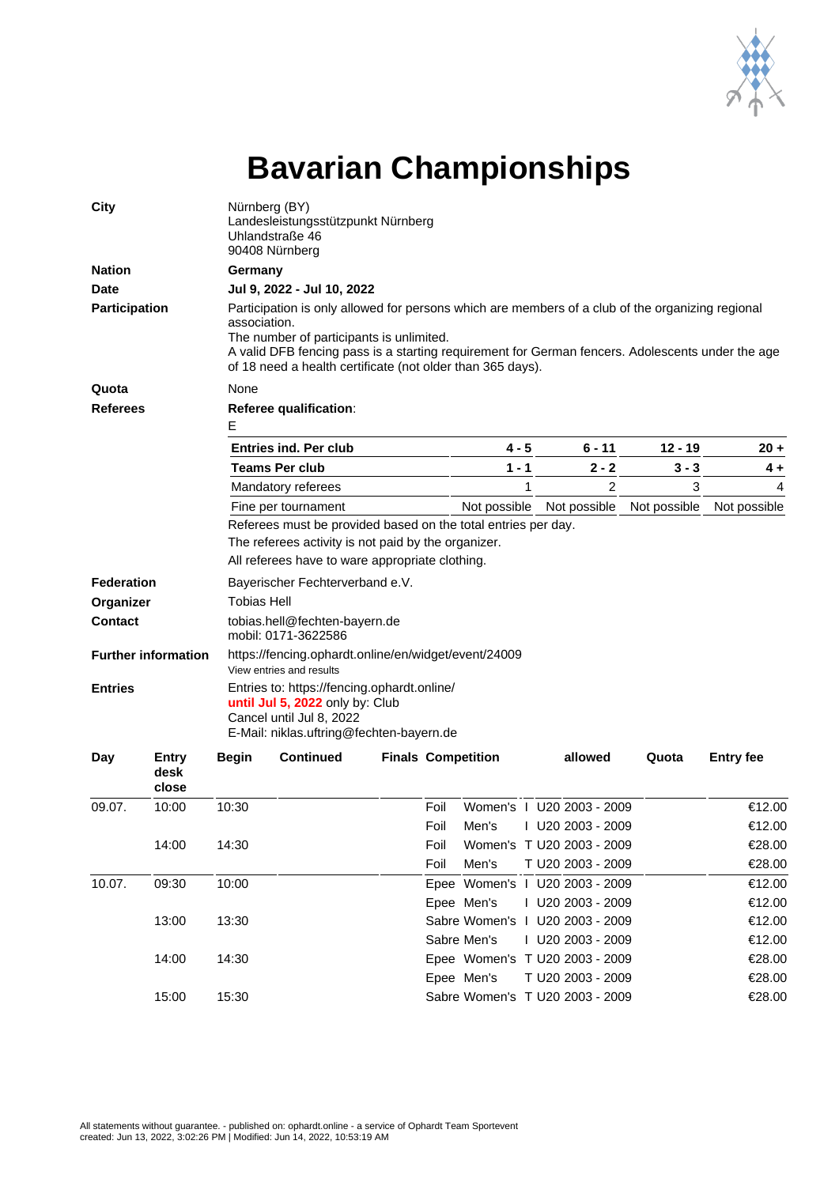# Bavarian Championships

**City**
Nürnberg (BY)
Landesleistungsstützpunkt Nürnberg
Uhlandstraße 46
90408 Nürnberg

**Nation**
**Germany**

**Date**
**Jul 9, 2022 - Jul 10, 2022**

**Participation**
Participation is only allowed for persons which are members of a club of the organizing regional association.
The number of participants is unlimited.
A valid DFB fencing pass is a starting requirement for German fencers. Adolescents under the age of 18 need a health certificate (not older than 365 days).

**Quota**
None

**Referees**
**Referee qualification**:
E

| **Entries ind. Per club** | **4 - 5** | **6 - 11** | **12 - 19** | **20 +** |
|---|---|---|---|---|
| **Teams Per club** | **1 - 1** | **2 - 2** | **3 - 3** | **4 +** |
| Mandatory referees | 1 | 2 | 3 | 4 |
| Fine per tournament | Not possible | Not possible | Not possible | Not possible |

Referees must be provided based on the total entries per day.
The referees activity is not paid by the organizer.
All referees have to ware appropriate clothing.

**Federation**
Bayerischer Fechterverband e.V.

**Organizer**
Tobias Hell

**Contact**
tobias.hell@fechten-bayern.de
mobil: 0171-3622586

**Further information**
https://fencing.ophardt.online/en/widget/event/24009
View entries and results

**Entries**
Entries to: https://fencing.ophardt.online/
**until Jul 5, 2022** only by: Club
Cancel until Jul 8, 2022
E-Mail: niklas.uftring@fechten-bayern.de

| Day | Entry desk close | Begin | Continued | Finals | Competition | | | allowed | Quota | Entry fee |
|---|---|---|---|---|---|---|---|---|---|---|
| 09.07. | 10:00 | 10:30 | | | Foil | Women's | I | U20 2003 - 2009 | | €12.00 |
| | | | | | Foil | Men's | I | U20 2003 - 2009 | | €12.00 |
| | 14:00 | 14:30 | | | Foil | Women's | T | U20 2003 - 2009 | | €28.00 |
| | | | | | Foil | Men's | T | U20 2003 - 2009 | | €28.00 |
| 10.07. | 09:30 | 10:00 | | | Epee | Women's | I | U20 2003 - 2009 | | €12.00 |
| | | | | | Epee | Men's | I | U20 2003 - 2009 | | €12.00 |
| | 13:00 | 13:30 | | | Sabre | Women's | I | U20 2003 - 2009 | | €12.00 |
| | | | | | Sabre | Men's | I | U20 2003 - 2009 | | €12.00 |
| | 14:00 | 14:30 | | | Epee | Women's | T | U20 2003 - 2009 | | €28.00 |
| | | | | | Epee | Men's | T | U20 2003 - 2009 | | €28.00 |
| | 15:00 | 15:30 | | | Sabre | Women's | T | U20 2003 - 2009 | | €28.00 |

All statements without guarantee. - published on: ophardt.online - a service of Ophardt Team Sportevent
created: Jun 13, 2022, 3:02:26 PM | Modified: Jun 14, 2022, 10:53:19 AM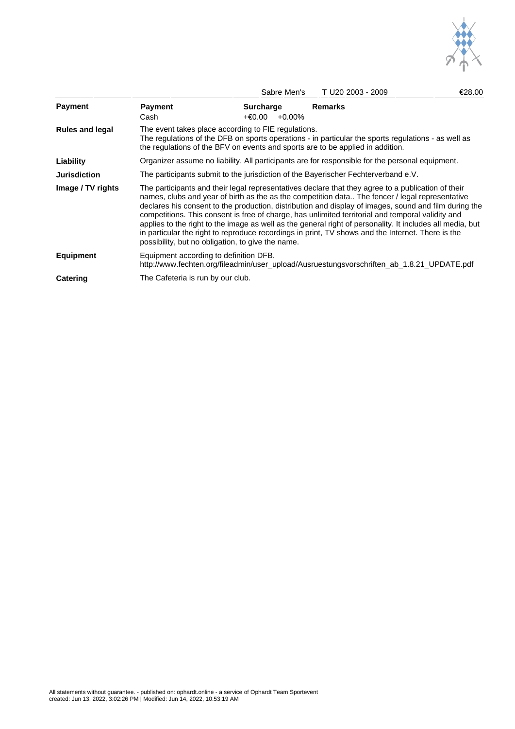| | | Sabre Men's | T U20 2003 - 2009 | €28.00 |
|---|---|---|---|---|

| | | | |
|---|---|---|---|
| **Payment** | **Payment**<br>Cash | **Surcharge**<br>+€0.00 +0.00% | **Remarks** |
| **Rules and legal** | The event takes place according to FIE regulations.<br>The regulations of the DFB on sports operations - in particular the sports regulations - as well as the regulations of the BFV on events and sports are to be applied in addition. | | |
| **Liability** | Organizer assume no liability. All participants are for responsible for the personal equipment. | | |
| **Jurisdiction** | The participants submit to the jurisdiction of the Bayerischer Fechterverband e.V. | | |
| **Image / TV rights** | The participants and their legal representatives declare that they agree to a publication of their names, clubs and year of birth as the as the competition data.. The fencer / legal representative declares his consent to the production, distribution and display of images, sound and film during the competitions. This consent is free of charge, has unlimited territorial and temporal validity and applies to the right to the image as well as the general right of personality. It includes all media, but in particular the right to reproduce recordings in print, TV shows and the Internet. There is the possibility, but no obligation, to give the name. | | |
| **Equipment** | Equipment according to definition DFB.<br>http://www.fechten.org/fileadmin/user_upload/Ausruestungsvorschriften_ab_1.8.21_UPDATE.pdf | | |
| **Catering** | The Cafeteria is run by our club. | | |

All statements without guarantee. - published on: ophardt.online - a service of Ophardt Team Sportevent
created: Jun 13, 2022, 3:02:26 PM | Modified: Jun 14, 2022, 10:53:19 AM